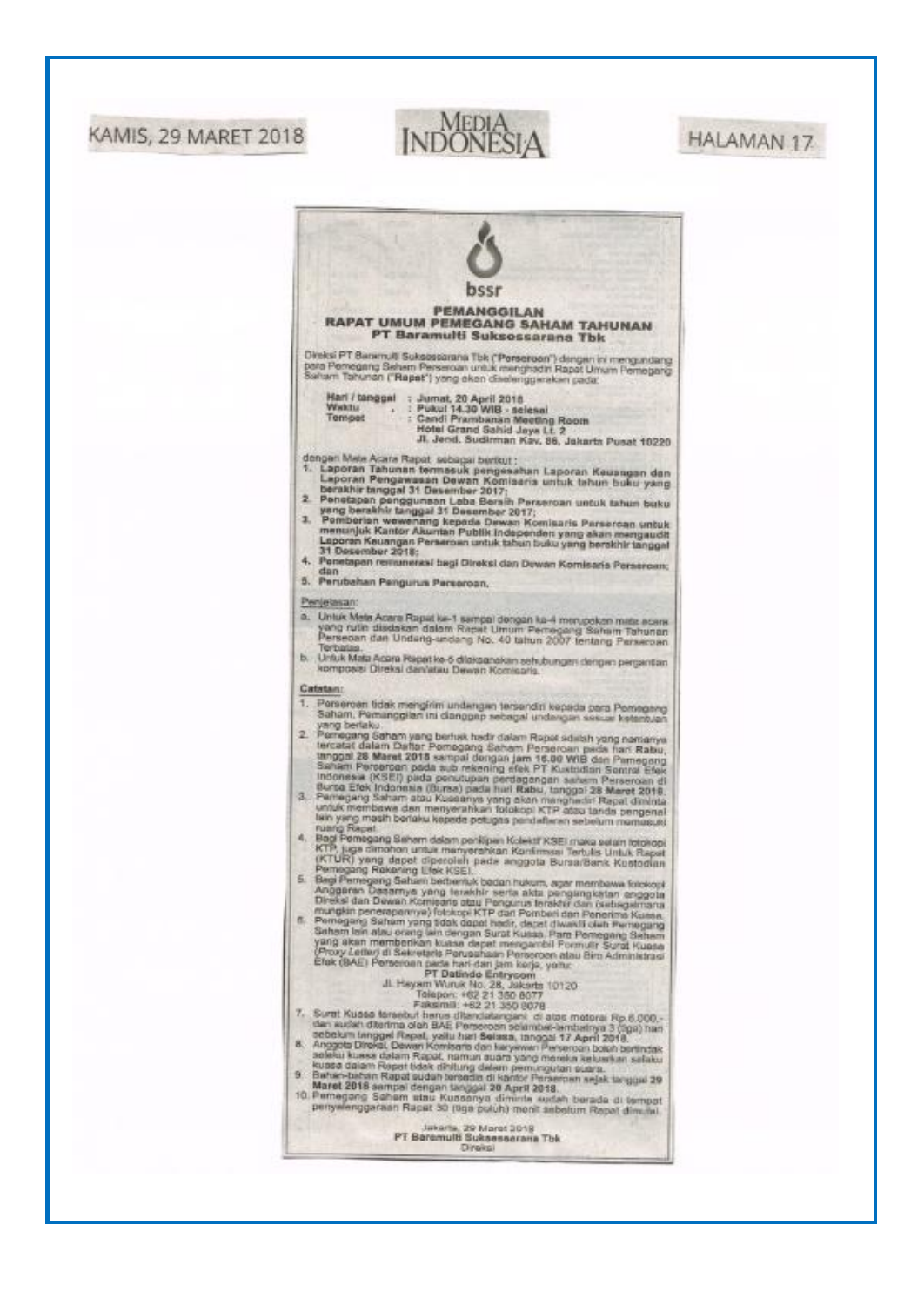KAMIS, 29 MARET 2018

MEDIA INDONESIA

HALAMAN 17

bssr

# PEMANGGILAN RAPAT UMUM PEMEGANG SAHAM TAHUNAN PT Baramulti Suksessarana Tbk

Direksi PT Baramulti Suksessarana Tbk (**"Perseroan"**) dengan ini mengundang para Pemegang Saham Perseroan untuk menghadiri Rapat Umum Pemegang Saham Tahunan (**"Rapat"**) yang akan diselenggarakan pada:

**Hari / tanggal** : **Jumat, 20 April 2018**
**Waktu** : **Pukul 14.30 WIB - selesai**
**Tempat** : **Candi Prambanan Meeting Room**
**Hotel Grand Sahid Jaya Lt. 2**
**Jl. Jend. Sudirman Kav. 86, Jakarta Pusat 10220**

dengan Mata Acara Rapat sebagai berikut :

1. **Laporan Tahunan termasuk pengesahan Laporan Keuangan dan Laporan Pengawasan Dewan Komisaris untuk tahun buku yang berakhir tanggal 31 Desember 2017;**
2. **Penetapan penggunaan Laba Bersih Perseroan untuk tahun buku yang berakhir tanggal 31 Desember 2017;**
3. **Pemberian wewenang kepada Dewan Komisaris Perseroan untuk menunjuk Kantor Akuntan Publik Independen yang akan mengaudit Laporan Keuangan Perseroan untuk tahun buku yang berakhir tanggal 31 Desember 2018;**
4. **Penetapan remunerasi bagi Direksi dan Dewan Komisaris Perseroan; dan**
5. **Perubahan Pengurus Perseroan.**

Penjelasan:

a. Untuk Mata Acara Rapat ke-1 sampai dengan ke-4 merupakan mata acara yang rutin disahkan dalam Rapat Umum Pemegang Saham Tahunan Perseroan dan Undang-undang No. 40 tahun 2007 tentang Perseroan Terbatas.
b. Untuk Mata Acara Rapat ke-5 dilaksanakan sehubungan dengan pergantian komposisi Direksi dan/atau Dewan Komisaris.

**Catatan:**

1. Perseroan tidak mengirim undangan tersendiri kepada para Pemegang Saham. Pemanggilan ini dianggap sebagai undangan sesuai ketentuan yang berlaku.
2. Pemegang Saham yang berhak hadir dalam Rapat adalah yang namanya tercatat dalam Daftar Pemegang Saham Perseroan pada hari **Rabu**, tanggal **28 Maret 2018** sampai dengan **jam 16.00 WIB** dan Pemegang Saham Perseroan pada sub rekening efek PT Kustodian Sentral Efek Indonesia (KSEI) pada penutupan perdagangan saham Perseroan di Bursa Efek Indonesia (Bursa) pada hari **Rabu**, tanggal **28 Maret 2018**.
3. Pemegang Saham atau Kuasanya yang akan menghadiri Rapat diminta untuk membawa dan menyerahkan fotokopi KTP atau tanda pengenal lain yang masih berlaku kepada petugas pendaftaran sebelum memasuki ruang Rapat.
4. Bagi Pemegang Saham dalam penitipan Kolektif KSEI maka selain fotokopi KTP, juga dimohon untuk menyerahkan Konfirmasi Tertulis Untuk Rapat (KTUR) yang dapat diperoleh pada anggota Bursa/Bank Kustodian Pemegang Rekening Efek KSEI.
5. Bagi Pemegang Saham berbentuk badan hukum, agar membawa fotokopi Anggaran Dasarnya yang terakhir serta akta pengangkatan anggota Direksi dan Dewan Komisaris atau Pengurus terakhir dan (sebagaimana mungkin penerapannya) fotokopi KTP dari Pemberi dan Penerima Kuasa.
6. Pemegang Saham yang tidak dapat hadir, dapat diwakili oleh Pemegang Saham lain atau orang lain dengan Surat Kuasa. Para Pemegang Saham yang akan memberikan kuasa dapat mengambil Formulir Surat Kuasa (*Proxy Letter*) di Sekretaris Perusahaan Perseroan atau Biro Administrasi Efek (BAE) Perseroan pada hari dan jam kerja, yaitu:

   **PT Datindo Entrycom**
   Jl. Hayam Wuruk No. 28, Jakarta 10120
   Telepon: +62 21 350 8077
   Faksimili: +62 21 350 8078
7. Surat Kuasa tersebut harus ditandatangani di atas meterai Rp 6.000,- dan sudah diterima oleh BAE Perseroan selambat-lambatnya 3 (tiga) hari sebelum tanggal Rapat, yaitu hari **Selasa**, tanggal **17 April 2018**.
8. Anggota Direksi, Dewan Komisaris dan karyawan Perseroan boleh bertindak selaku kuasa dalam Rapat, namun suara yang mereka keluarkan selaku kuasa dalam Rapat tidak dihitung dalam pemungutan suara.
9. Bahan-bahan Rapat sudah tersedia di kantor Perseroan sejak tanggal **29 Maret 2018** sampai dengan tanggal **20 April 2018**.
10. Pemegang Saham atau Kuasanya diminta sudah berada di tempat penyelenggaraan Rapat 30 (tiga puluh) menit sebelum Rapat dimulai.

Jakarta, 29 Maret 2018
**PT Baramulti Suksessarana Tbk**
Direksi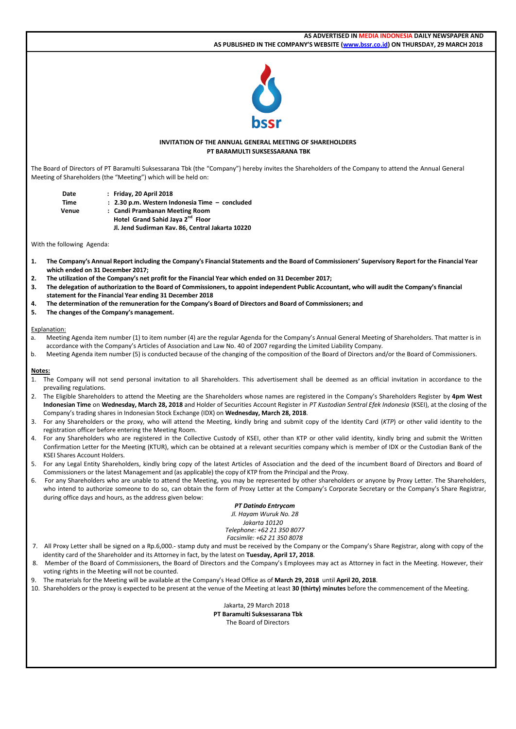**AS ADVERTISED IN MEDIA INDONESIA DAILY NEWSPAPER AND AS PUBLISHED IN THE COMPANY'S WEBSITE ([www.bssr.co.id](http://www.bssr.co.id)) ON THURSDAY, 29 MARCH 2018**

bssr

**INVITATION OF THE ANNUAL GENERAL MEETING OF SHAREHOLDERS**
**PT BARAMULTI SUKSESSARANA TBK**

The Board of Directors of PT Baramulti Suksessarana Tbk (the "Company") hereby invites the Shareholders of the Company to attend the Annual General Meeting of Shareholders (the "Meeting") which will be held on:

| | |
|---|---|
| **Date** | **: Friday, 20 April 2018** |
| **Time** | **: 2.30 p.m. Western Indonesia Time – concluded** |
| **Venue** | **: Candi Prambanan Meeting Room**<br>**Hotel Grand Sahid Jaya 2nd Floor**<br>**Jl. Jend Sudirman Kav. 86, Central Jakarta 10220** |

With the following Agenda:

1. **The Company's Annual Report including the Company's Financial Statements and the Board of Commissioners' Supervisory Report for the Financial Year which ended on 31 December 2017;**
2. **The utilization of the Company's net profit for the Financial Year which ended on 31 December 2017;**
3. **The delegation of authorization to the Board of Commissioners, to appoint independent Public Accountant, who will audit the Company's financial statement for the Financial Year ending 31 December 2018**
4. **The determination of the remuneration for the Company's Board of Directors and Board of Commissioners; and**
5. **The changes of the Company's management.**

Explanation:

a. Meeting Agenda item number (1) to item number (4) are the regular Agenda for the Company's Annual General Meeting of Shareholders. That matter is in accordance with the Company's Articles of Association and Law No. 40 of 2007 regarding the Limited Liability Company.
b. Meeting Agenda item number (5) is conducted because of the changing of the composition of the Board of Directors and/or the Board of Commissioners.

**Notes:**

1. The Company will not send personal invitation to all Shareholders. This advertisement shall be deemed as an official invitation in accordance to the prevailing regulations.
2. The Eligible Shareholders to attend the Meeting are the Shareholders whose names are registered in the Company's Shareholders Register by **4pm West Indonesian Time** on **Wednesday, March 28, 2018** and Holder of Securities Account Register in *PT Kustodian Sentral Efek Indonesia* (KSEI), at the closing of the Company's trading shares in Indonesian Stock Exchange (IDX) on **Wednesday, March 28, 2018**.
3. For any Shareholders or the proxy, who will attend the Meeting, kindly bring and submit copy of the Identity Card (*KTP*) or other valid identity to the registration officer before entering the Meeting Room.
4. For any Shareholders who are registered in the Collective Custody of KSEI, other than KTP or other valid identity, kindly bring and submit the Written Confirmation Letter for the Meeting (KTUR), which can be obtained at a relevant securities company which is member of IDX or the Custodian Bank of the KSEI Shares Account Holders.
5. For any Legal Entity Shareholders, kindly bring copy of the latest Articles of Association and the deed of the incumbent Board of Directors and Board of Commissioners or the latest Management and (as applicable) the copy of KTP from the Principal and the Proxy.
6. For any Shareholders who are unable to attend the Meeting, you may be represented by other shareholders or anyone by Proxy Letter. The Shareholders, who intend to authorize someone to do so, can obtain the form of Proxy Letter at the Company's Corporate Secretary or the Company's Share Registrar, during office days and hours, as the address given below:

   ***PT Datindo Entrycom***
   *Jl. Hayam Wuruk No. 28*
   *Jakarta 10120*
   *Telephone: +62 21 350 8077*
   *Facsimile: +62 21 350 8078*

7. All Proxy Letter shall be signed on a Rp.6,000.- stamp duty and must be received by the Company or the Company's Share Registrar, along with copy of the identity card of the Shareholder and its Attorney in fact, by the latest on **Tuesday, April 17, 2018**.
8. Member of the Board of Commissioners, the Board of Directors and the Company's Employees may act as Attorney in fact in the Meeting. However, their voting rights in the Meeting will not be counted.
9. The materials for the Meeting will be available at the Company's Head Office as of **March 29, 2018** until **April 20, 2018**.
10. Shareholders or the proxy is expected to be present at the venue of the Meeting at least **30 (thirty) minutes** before the commencement of the Meeting.

Jakarta, 29 March 2018
**PT Baramulti Suksessarana Tbk**
The Board of Directors